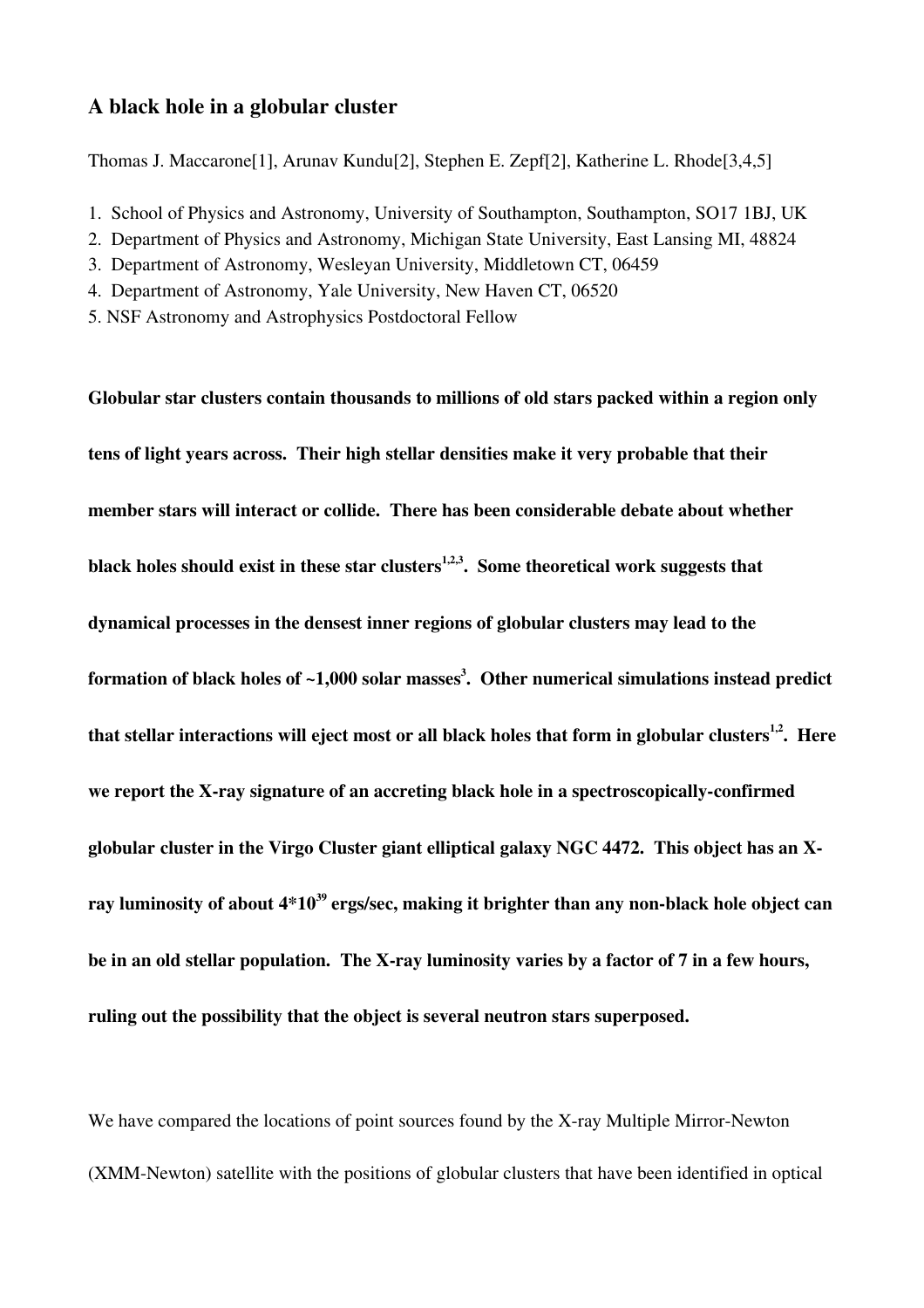# A black hole in a globular cluster

Thomas J. Maccarone[1], Arunav Kundu[2], Stephen E. Zepf[2], Katherine L. Rhode[3,4,5]

1. School of Physics and Astronomy, University of Southampton, Southampton, SO17 1BJ, UK
2. Department of Physics and Astronomy, Michigan State University, East Lansing MI, 48824
3. Department of Astronomy, Wesleyan University, Middletown CT, 06459
4. Department of Astronomy, Yale University, New Haven CT, 06520
5. NSF Astronomy and Astrophysics Postdoctoral Fellow

**Globular star clusters contain thousands to millions of old stars packed within a region only tens of light years across. Their high stellar densities make it very probable that their member stars will interact or collide. There has been considerable debate about whether black holes should exist in these star clusters[1,2,3]. Some theoretical work suggests that dynamical processes in the densest inner regions of globular clusters may lead to the formation of black holes of ~1,000 solar masses[3]. Other numerical simulations instead predict that stellar interactions will eject most or all black holes that form in globular clusters[1,2]. Here we report the X-ray signature of an accreting black hole in a spectroscopically-confirmed globular cluster in the Virgo Cluster giant elliptical galaxy NGC 4472. This object has an X-ray luminosity of about $4*10^{39}$ ergs/sec, making it brighter than any non-black hole object can be in an old stellar population. The X-ray luminosity varies by a factor of 7 in a few hours, ruling out the possibility that the object is several neutron stars superposed.**

We have compared the locations of point sources found by the X-ray Multiple Mirror-Newton (XMM-Newton) satellite with the positions of globular clusters that have been identified in optical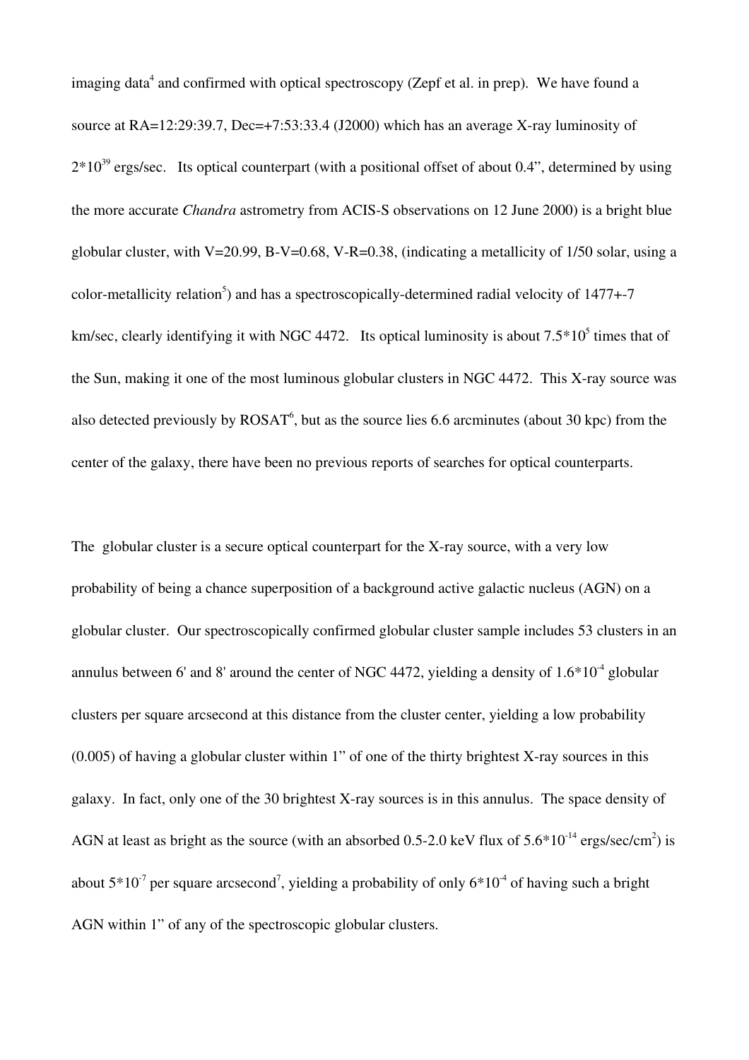imaging data[4] and confirmed with optical spectroscopy (Zepf et al. in prep). We have found a source at RA=12:29:39.7, Dec=+7:53:33.4 (J2000) which has an average X-ray luminosity of $2*10^{39}$ ergs/sec. Its optical counterpart (with a positional offset of about 0.4", determined by using the more accurate *Chandra* astrometry from ACIS-S observations on 12 June 2000) is a bright blue globular cluster, with V=20.99, B-V=0.68, V-R=0.38, (indicating a metallicity of 1/50 solar, using a color-metallicity relation[5]) and has a spectroscopically-determined radial velocity of 1477+-7 km/sec, clearly identifying it with NGC 4472. Its optical luminosity is about $7.5*10^5$ times that of the Sun, making it one of the most luminous globular clusters in NGC 4472. This X-ray source was also detected previously by ROSAT[6], but as the source lies 6.6 arcminutes (about 30 kpc) from the center of the galaxy, there have been no previous reports of searches for optical counterparts.

The globular cluster is a secure optical counterpart for the X-ray source, with a very low probability of being a chance superposition of a background active galactic nucleus (AGN) on a globular cluster. Our spectroscopically confirmed globular cluster sample includes 53 clusters in an annulus between 6' and 8' around the center of NGC 4472, yielding a density of $1.6*10^{-4}$ globular clusters per square arcsecond at this distance from the cluster center, yielding a low probability (0.005) of having a globular cluster within 1" of one of the thirty brightest X-ray sources in this galaxy. In fact, only one of the 30 brightest X-ray sources is in this annulus. The space density of AGN at least as bright as the source (with an absorbed 0.5-2.0 keV flux of $5.6*10^{-14}$ ergs/sec/cm$^2$) is about $5*10^{-7}$ per square arcsecond[7], yielding a probability of only $6*10^{-4}$ of having such a bright AGN within 1" of any of the spectroscopic globular clusters.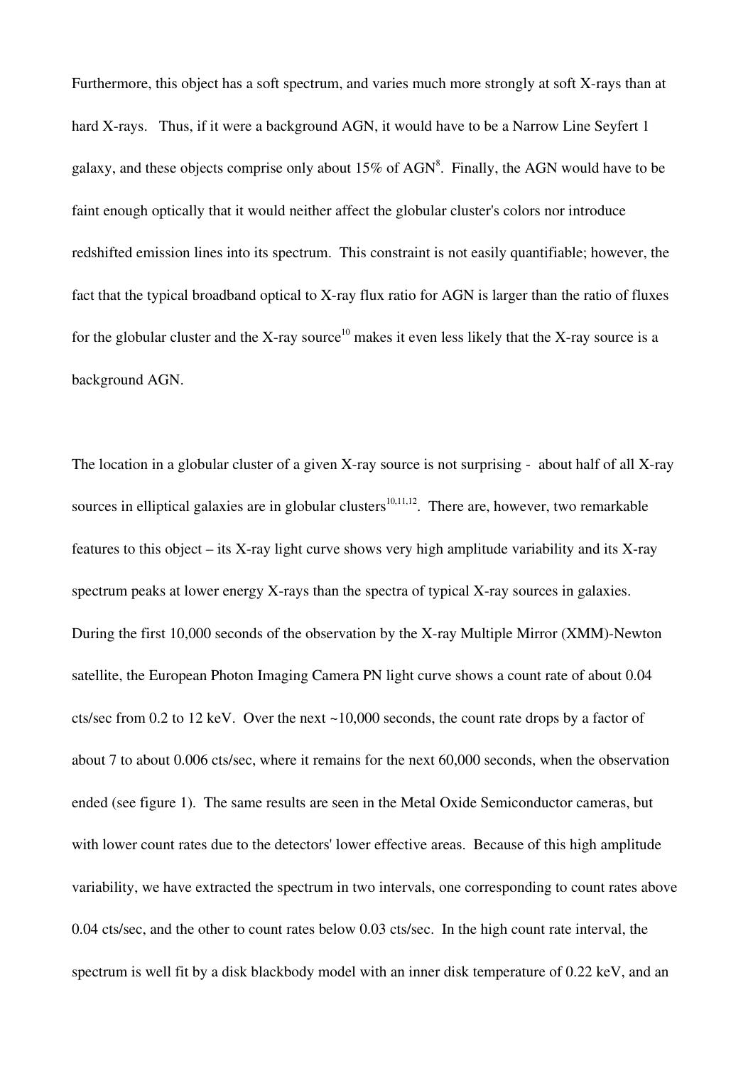Furthermore, this object has a soft spectrum, and varies much more strongly at soft X-rays than at hard X-rays. Thus, if it were a background AGN, it would have to be a Narrow Line Seyfert 1 galaxy, and these objects comprise only about 15% of AGN[8]. Finally, the AGN would have to be faint enough optically that it would neither affect the globular cluster's colors nor introduce redshifted emission lines into its spectrum. This constraint is not easily quantifiable; however, the fact that the typical broadband optical to X-ray flux ratio for AGN is larger than the ratio of fluxes for the globular cluster and the X-ray source[10] makes it even less likely that the X-ray source is a background AGN.

The location in a globular cluster of a given X-ray source is not surprising - about half of all X-ray sources in elliptical galaxies are in globular clusters[10,11,12]. There are, however, two remarkable features to this object – its X-ray light curve shows very high amplitude variability and its X-ray spectrum peaks at lower energy X-rays than the spectra of typical X-ray sources in galaxies. During the first 10,000 seconds of the observation by the X-ray Multiple Mirror (XMM)-Newton satellite, the European Photon Imaging Camera PN light curve shows a count rate of about 0.04 cts/sec from 0.2 to 12 keV. Over the next ~10,000 seconds, the count rate drops by a factor of about 7 to about 0.006 cts/sec, where it remains for the next 60,000 seconds, when the observation ended (see figure 1). The same results are seen in the Metal Oxide Semiconductor cameras, but with lower count rates due to the detectors' lower effective areas. Because of this high amplitude variability, we have extracted the spectrum in two intervals, one corresponding to count rates above 0.04 cts/sec, and the other to count rates below 0.03 cts/sec. In the high count rate interval, the spectrum is well fit by a disk blackbody model with an inner disk temperature of 0.22 keV, and an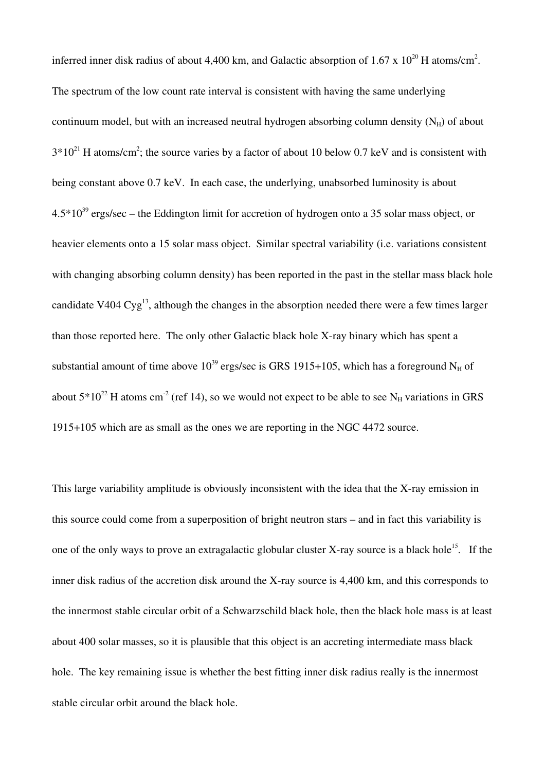inferred inner disk radius of about 4,400 km, and Galactic absorption of $1.67 \times 10^{20}$ H atoms/cm$^2$. The spectrum of the low count rate interval is consistent with having the same underlying continuum model, but with an increased neutral hydrogen absorbing column density ($N_H$) of about $3*10^{21}$ H atoms/cm$^2$; the source varies by a factor of about 10 below 0.7 keV and is consistent with being constant above 0.7 keV. In each case, the underlying, unabsorbed luminosity is about $4.5*10^{39}$ ergs/sec – the Eddington limit for accretion of hydrogen onto a 35 solar mass object, or heavier elements onto a 15 solar mass object. Similar spectral variability (i.e. variations consistent with changing absorbing column density) has been reported in the past in the stellar mass black hole candidate V404 Cyg[13], although the changes in the absorption needed there were a few times larger than those reported here. The only other Galactic black hole X-ray binary which has spent a substantial amount of time above $10^{39}$ ergs/sec is GRS 1915+105, which has a foreground $N_H$ of about $5*10^{22}$ H atoms cm$^{-2}$ (ref 14), so we would not expect to be able to see $N_H$ variations in GRS 1915+105 which are as small as the ones we are reporting in the NGC 4472 source.

This large variability amplitude is obviously inconsistent with the idea that the X-ray emission in this source could come from a superposition of bright neutron stars – and in fact this variability is one of the only ways to prove an extragalactic globular cluster X-ray source is a black hole[15]. If the inner disk radius of the accretion disk around the X-ray source is 4,400 km, and this corresponds to the innermost stable circular orbit of a Schwarzschild black hole, then the black hole mass is at least about 400 solar masses, so it is plausible that this object is an accreting intermediate mass black hole. The key remaining issue is whether the best fitting inner disk radius really is the innermost stable circular orbit around the black hole.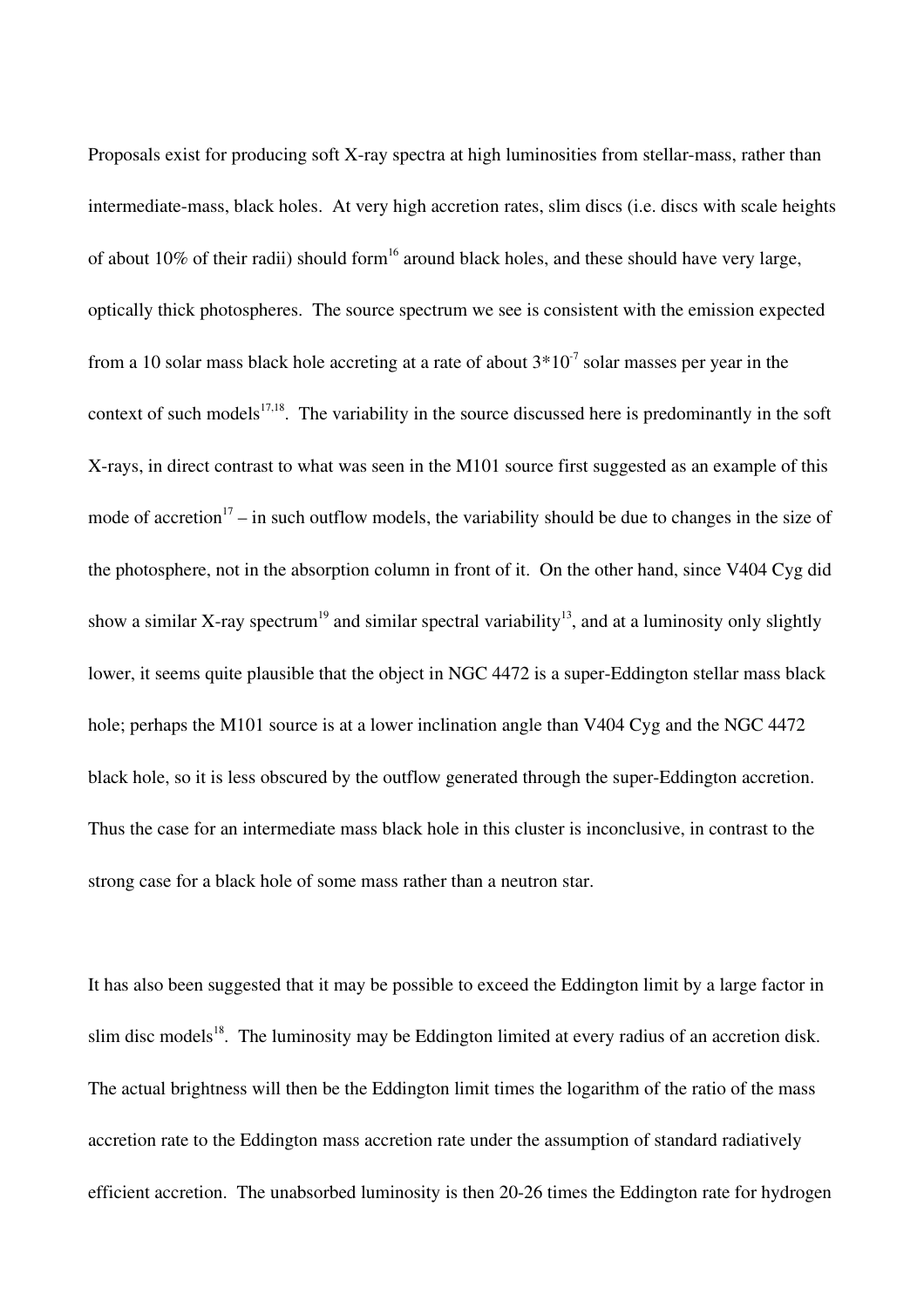Proposals exist for producing soft X-ray spectra at high luminosities from stellar-mass, rather than intermediate-mass, black holes. At very high accretion rates, slim discs (i.e. discs with scale heights of about 10% of their radii) should form[16] around black holes, and these should have very large, optically thick photospheres. The source spectrum we see is consistent with the emission expected from a 10 solar mass black hole accreting at a rate of about $3*10^{-7}$ solar masses per year in the context of such models[17,18]. The variability in the source discussed here is predominantly in the soft X-rays, in direct contrast to what was seen in the M101 source first suggested as an example of this mode of accretion[17] – in such outflow models, the variability should be due to changes in the size of the photosphere, not in the absorption column in front of it. On the other hand, since V404 Cyg did show a similar X-ray spectrum[19] and similar spectral variability[13], and at a luminosity only slightly lower, it seems quite plausible that the object in NGC 4472 is a super-Eddington stellar mass black hole; perhaps the M101 source is at a lower inclination angle than V404 Cyg and the NGC 4472 black hole, so it is less obscured by the outflow generated through the super-Eddington accretion. Thus the case for an intermediate mass black hole in this cluster is inconclusive, in contrast to the strong case for a black hole of some mass rather than a neutron star.

It has also been suggested that it may be possible to exceed the Eddington limit by a large factor in slim disc models[18]. The luminosity may be Eddington limited at every radius of an accretion disk. The actual brightness will then be the Eddington limit times the logarithm of the ratio of the mass accretion rate to the Eddington mass accretion rate under the assumption of standard radiatively efficient accretion. The unabsorbed luminosity is then 20-26 times the Eddington rate for hydrogen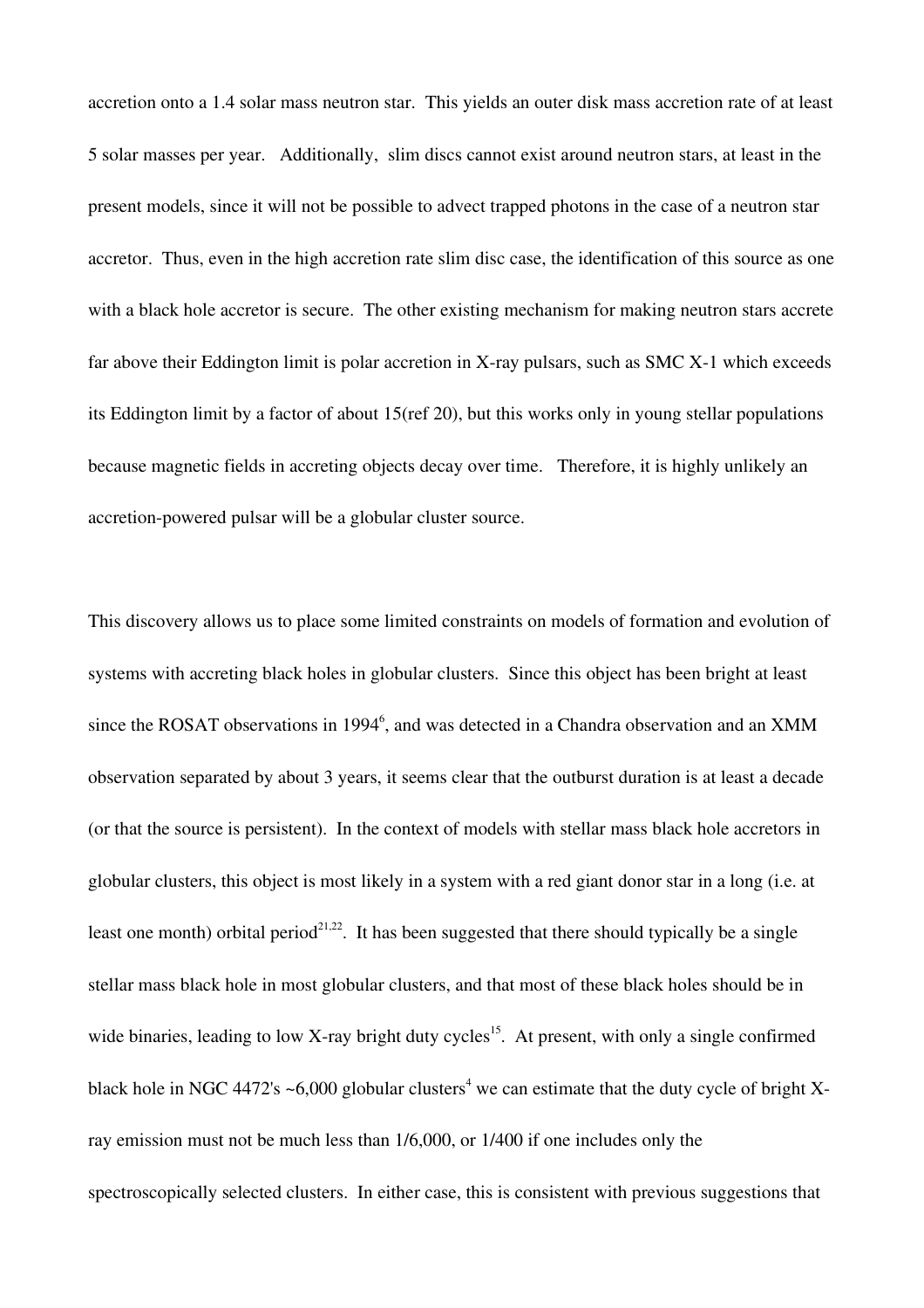accretion onto a 1.4 solar mass neutron star. This yields an outer disk mass accretion rate of at least 5 solar masses per year. Additionally, slim discs cannot exist around neutron stars, at least in the present models, since it will not be possible to advect trapped photons in the case of a neutron star accretor. Thus, even in the high accretion rate slim disc case, the identification of this source as one with a black hole accretor is secure. The other existing mechanism for making neutron stars accrete far above their Eddington limit is polar accretion in X-ray pulsars, such as SMC X-1 which exceeds its Eddington limit by a factor of about 15(ref 20), but this works only in young stellar populations because magnetic fields in accreting objects decay over time. Therefore, it is highly unlikely an accretion-powered pulsar will be a globular cluster source.

This discovery allows us to place some limited constraints on models of formation and evolution of systems with accreting black holes in globular clusters. Since this object has been bright at least since the ROSAT observations in 1994[6], and was detected in a Chandra observation and an XMM observation separated by about 3 years, it seems clear that the outburst duration is at least a decade (or that the source is persistent). In the context of models with stellar mass black hole accretors in globular clusters, this object is most likely in a system with a red giant donor star in a long (i.e. at least one month) orbital period[21,22]. It has been suggested that there should typically be a single stellar mass black hole in most globular clusters, and that most of these black holes should be in wide binaries, leading to low X-ray bright duty cycles[15]. At present, with only a single confirmed black hole in NGC 4472's ~6,000 globular clusters[4] we can estimate that the duty cycle of bright X-ray emission must not be much less than 1/6,000, or 1/400 if one includes only the spectroscopically selected clusters. In either case, this is consistent with previous suggestions that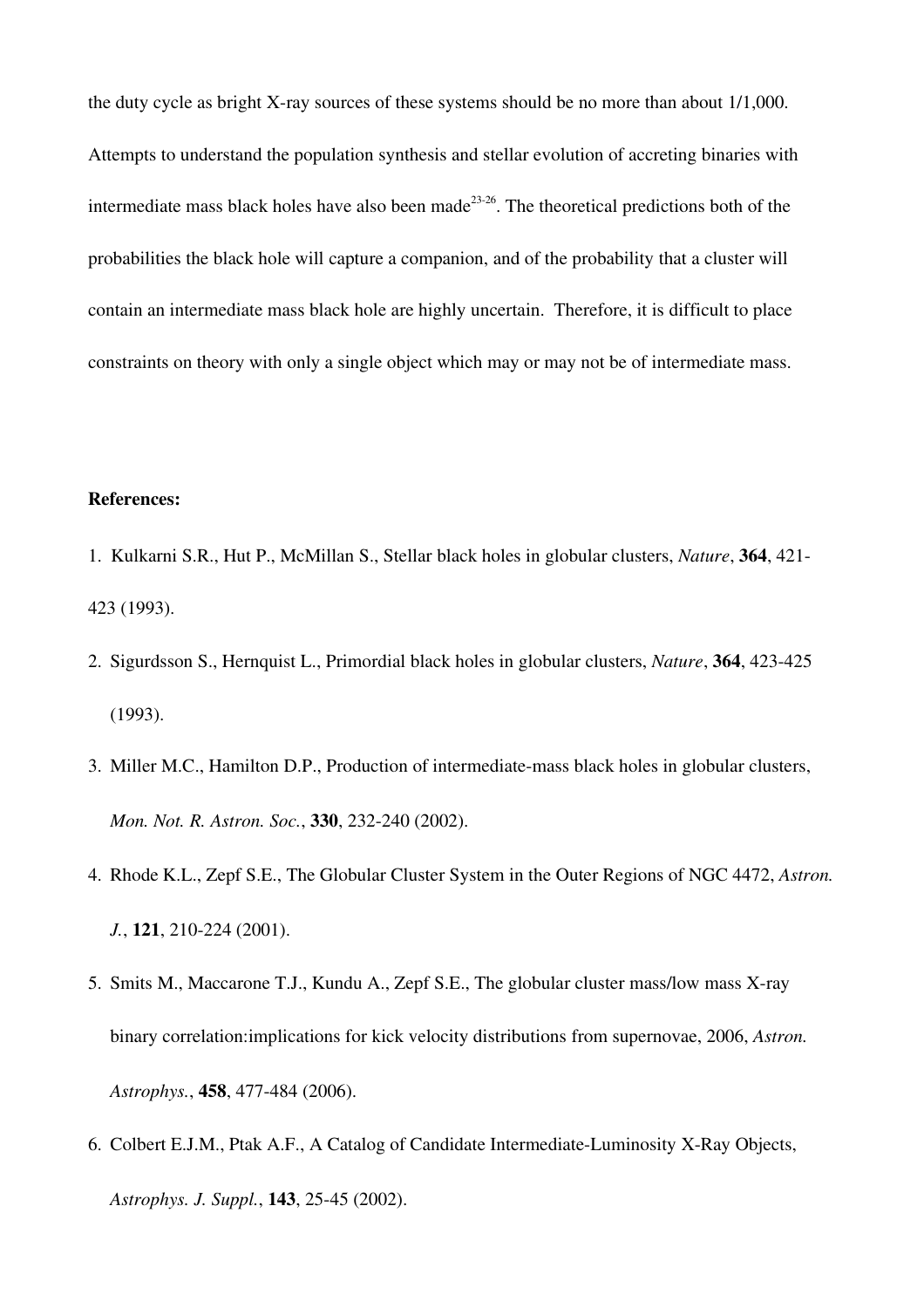the duty cycle as bright X-ray sources of these systems should be no more than about 1/1,000. Attempts to understand the population synthesis and stellar evolution of accreting binaries with intermediate mass black holes have also been made[23-26]. The theoretical predictions both of the probabilities the black hole will capture a companion, and of the probability that a cluster will contain an intermediate mass black hole are highly uncertain. Therefore, it is difficult to place constraints on theory with only a single object which may or may not be of intermediate mass.

**References:**

1. Kulkarni S.R., Hut P., McMillan S., Stellar black holes in globular clusters, *Nature*, **364**, 421-423 (1993).
2. Sigurdsson S., Hernquist L., Primordial black holes in globular clusters, *Nature*, **364**, 423-425 (1993).
3. Miller M.C., Hamilton D.P., Production of intermediate-mass black holes in globular clusters, *Mon. Not. R. Astron. Soc.*, **330**, 232-240 (2002).
4. Rhode K.L., Zepf S.E., The Globular Cluster System in the Outer Regions of NGC 4472, *Astron. J.*, **121**, 210-224 (2001).
5. Smits M., Maccarone T.J., Kundu A., Zepf S.E., The globular cluster mass/low mass X-ray binary correlation:implications for kick velocity distributions from supernovae, 2006, *Astron. Astrophys.*, **458**, 477-484 (2006).
6. Colbert E.J.M., Ptak A.F., A Catalog of Candidate Intermediate-Luminosity X-Ray Objects, *Astrophys. J. Suppl.*, **143**, 25-45 (2002).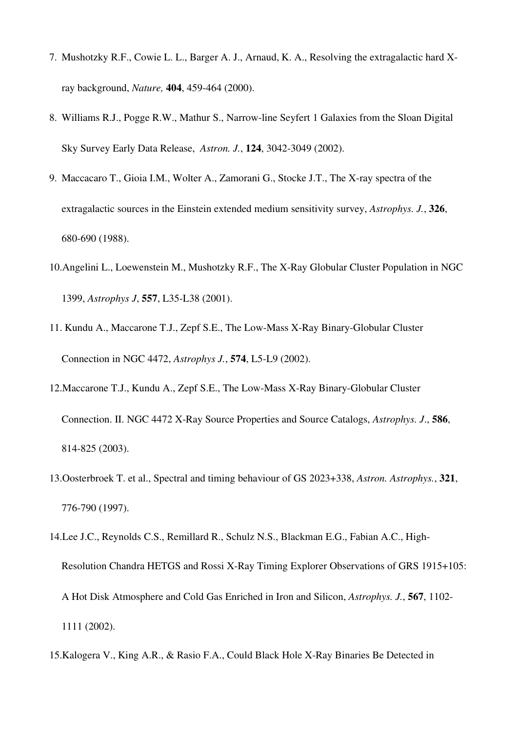7. Mushotzky R.F., Cowie L. L., Barger A. J., Arnaud, K. A., Resolving the extragalactic hard X-ray background, *Nature,* **404**, 459-464 (2000).

8. Williams R.J., Pogge R.W., Mathur S., Narrow-line Seyfert 1 Galaxies from the Sloan Digital Sky Survey Early Data Release, *Astron. J.*, **124**, 3042-3049 (2002).

9. Maccacaro T., Gioia I.M., Wolter A., Zamorani G., Stocke J.T., The X-ray spectra of the extragalactic sources in the Einstein extended medium sensitivity survey, *Astrophys. J.*, **326**, 680-690 (1988).

10. Angelini L., Loewenstein M., Mushotzky R.F., The X-Ray Globular Cluster Population in NGC 1399, *Astrophys J*, **557**, L35-L38 (2001).

11. Kundu A., Maccarone T.J., Zepf S.E., The Low-Mass X-Ray Binary-Globular Cluster Connection in NGC 4472, *Astrophys J.*, **574**, L5-L9 (2002).

12. Maccarone T.J., Kundu A., Zepf S.E., The Low-Mass X-Ray Binary-Globular Cluster Connection. II. NGC 4472 X-Ray Source Properties and Source Catalogs, *Astrophys. J*., **586**, 814-825 (2003).

13. Oosterbroek T. et al., Spectral and timing behaviour of GS 2023+338, *Astron. Astrophys.*, **321**, 776-790 (1997).

14. Lee J.C., Reynolds C.S., Remillard R., Schulz N.S., Blackman E.G., Fabian A.C., High-Resolution Chandra HETGS and Rossi X-Ray Timing Explorer Observations of GRS 1915+105: A Hot Disk Atmosphere and Cold Gas Enriched in Iron and Silicon, *Astrophys. J.*, **567**, 1102-1111 (2002).

15. Kalogera V., King A.R., & Rasio F.A., Could Black Hole X-Ray Binaries Be Detected in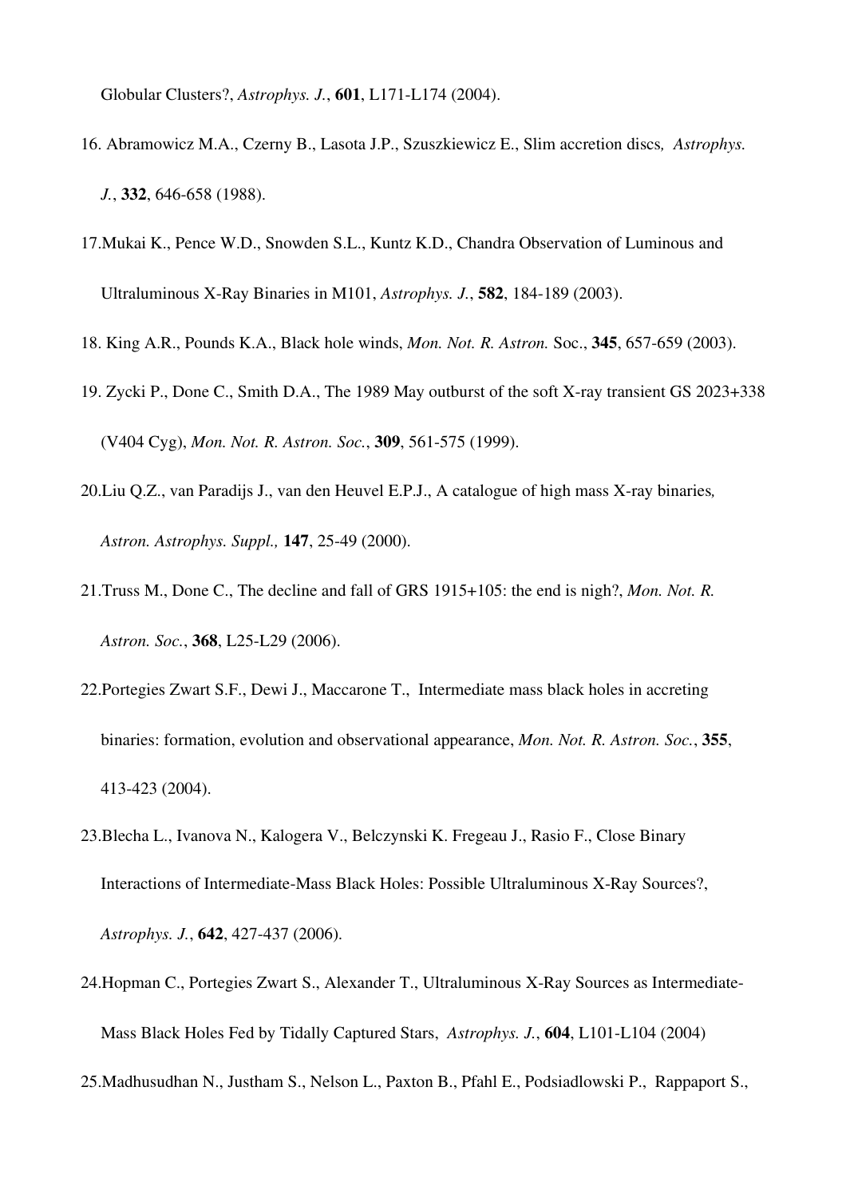Globular Clusters?, *Astrophys. J.*, **601**, L171-L174 (2004).

16. Abramowicz M.A., Czerny B., Lasota J.P., Szuszkiewicz E., Slim accretion discs, *Astrophys. J.*, **332**, 646-658 (1988).

17. Mukai K., Pence W.D., Snowden S.L., Kuntz K.D., Chandra Observation of Luminous and Ultraluminous X-Ray Binaries in M101, *Astrophys. J.*, **582**, 184-189 (2003).

18. King A.R., Pounds K.A., Black hole winds, *Mon. Not. R. Astron.* Soc., **345**, 657-659 (2003).

19. Zycki P., Done C., Smith D.A., The 1989 May outburst of the soft X-ray transient GS 2023+338 (V404 Cyg), *Mon. Not. R. Astron. Soc.*, **309**, 561-575 (1999).

20. Liu Q.Z., van Paradijs J., van den Heuvel E.P.J., A catalogue of high mass X-ray binaries, *Astron. Astrophys. Suppl.,* **147**, 25-49 (2000).

21. Truss M., Done C., The decline and fall of GRS 1915+105: the end is nigh?, *Mon. Not. R. Astron. Soc.*, **368**, L25-L29 (2006).

22. Portegies Zwart S.F., Dewi J., Maccarone T., Intermediate mass black holes in accreting binaries: formation, evolution and observational appearance, *Mon. Not. R. Astron. Soc.*, **355**, 413-423 (2004).

23. Blecha L., Ivanova N., Kalogera V., Belczynski K. Fregeau J., Rasio F., Close Binary Interactions of Intermediate-Mass Black Holes: Possible Ultraluminous X-Ray Sources?, *Astrophys. J.*, **642**, 427-437 (2006).

24. Hopman C., Portegies Zwart S., Alexander T., Ultraluminous X-Ray Sources as Intermediate-Mass Black Holes Fed by Tidally Captured Stars, *Astrophys. J.*, **604**, L101-L104 (2004)

25. Madhusudhan N., Justham S., Nelson L., Paxton B., Pfahl E., Podsiadlowski P., Rappaport S.,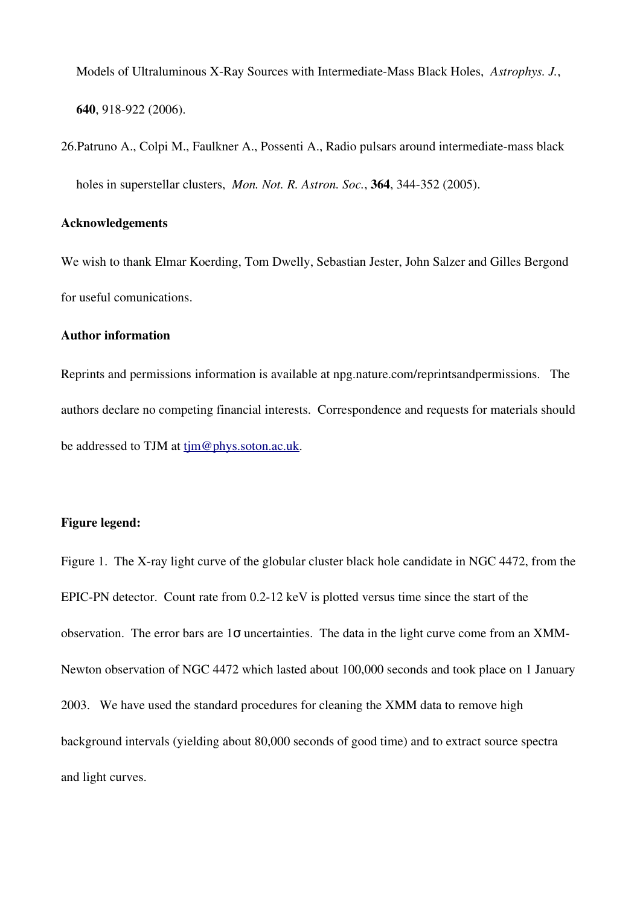Models of Ultraluminous X-Ray Sources with Intermediate-Mass Black Holes, *Astrophys. J.*, **640**, 918-922 (2006).

26. Patruno A., Colpi M., Faulkner A., Possenti A., Radio pulsars around intermediate-mass black holes in superstellar clusters, *Mon. Not. R. Astron. Soc.*, **364**, 344-352 (2005).

**Acknowledgements**

We wish to thank Elmar Koerding, Tom Dwelly, Sebastian Jester, John Salzer and Gilles Bergond for useful comunications.

**Author information**

Reprints and permissions information is available at npg.nature.com/reprintsandpermissions. The authors declare no competing financial interests. Correspondence and requests for materials should be addressed to TJM at tjm@phys.soton.ac.uk.

**Figure legend:**

Figure 1. The X-ray light curve of the globular cluster black hole candidate in NGC 4472, from the EPIC-PN detector. Count rate from 0.2-12 keV is plotted versus time since the start of the observation. The error bars are $1\sigma$ uncertainties. The data in the light curve come from an XMM-Newton observation of NGC 4472 which lasted about 100,000 seconds and took place on 1 January 2003. We have used the standard procedures for cleaning the XMM data to remove high background intervals (yielding about 80,000 seconds of good time) and to extract source spectra and light curves.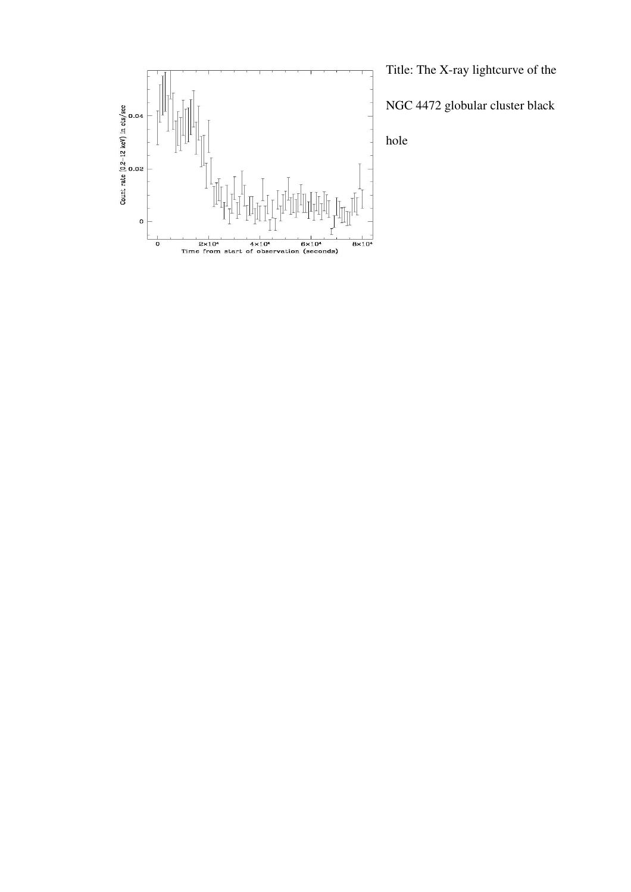Count rate (0.2–12 keV) in cts/sec

0.04

0.02

0

0

2×10⁴

4×10⁴

6×10⁴

8×10⁴

Time from start of observation (seconds)

Title: The X-ray lightcurve of the NGC 4472 globular cluster black hole